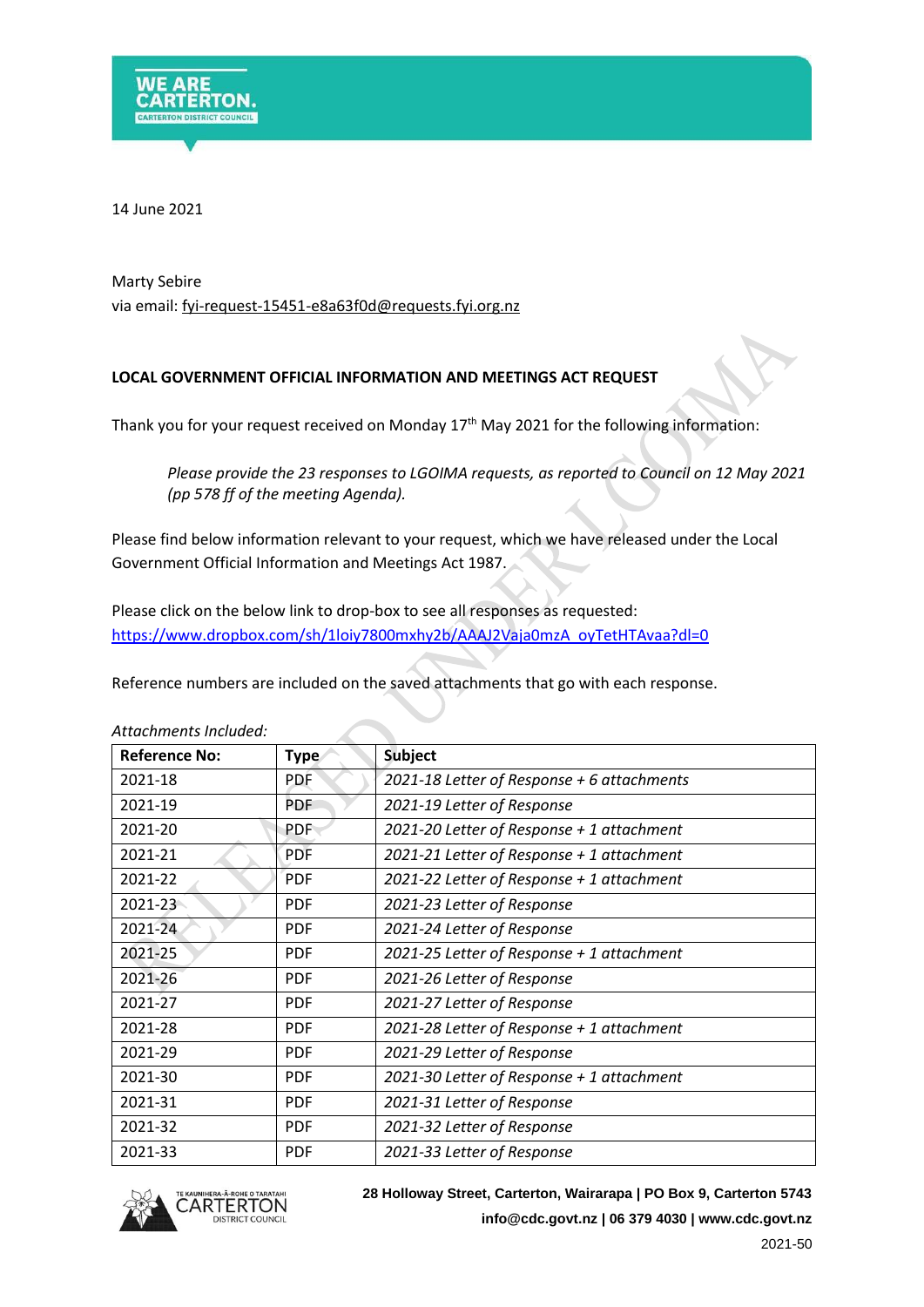14 June 2021

Marty Sebire
via email: fyi-request-15451-e8a63f0d@requests.fyi.org.nz

**LOCAL GOVERNMENT OFFICIAL INFORMATION AND MEETINGS ACT REQUEST**

Thank you for your request received on Monday 17th May 2021 for the following information:

> *Please provide the 23 responses to LGOIMA requests, as reported to Council on 12 May 2021 (pp 578 ff of the meeting Agenda).*

Please find below information relevant to your request, which we have released under the Local Government Official Information and Meetings Act 1987.

Please click on the below link to drop-box to see all responses as requested:
https://www.dropbox.com/sh/1loiy7800mxhy2b/AAAJ2Vaja0mzA_oyTetHTAvaa?dl=0

Reference numbers are included on the saved attachments that go with each response.

*Attachments Included:*

| Reference No: | Type | Subject |
|---|---|---|
| 2021-18 | PDF | *2021-18 Letter of Response + 6 attachments* |
| 2021-19 | PDF | *2021-19 Letter of Response* |
| 2021-20 | PDF | *2021-20 Letter of Response + 1 attachment* |
| 2021-21 | PDF | *2021-21 Letter of Response + 1 attachment* |
| 2021-22 | PDF | *2021-22 Letter of Response + 1 attachment* |
| 2021-23 | PDF | *2021-23 Letter of Response* |
| 2021-24 | PDF | *2021-24 Letter of Response* |
| 2021-25 | PDF | *2021-25 Letter of Response + 1 attachment* |
| 2021-26 | PDF | *2021-26 Letter of Response* |
| 2021-27 | PDF | *2021-27 Letter of Response* |
| 2021-28 | PDF | *2021-28 Letter of Response + 1 attachment* |
| 2021-29 | PDF | *2021-29 Letter of Response* |
| 2021-30 | PDF | *2021-30 Letter of Response + 1 attachment* |
| 2021-31 | PDF | *2021-31 Letter of Response* |
| 2021-32 | PDF | *2021-32 Letter of Response* |
| 2021-33 | PDF | *2021-33 Letter of Response* |

**28 Holloway Street, Carterton, Wairarapa | PO Box 9, Carterton 5743**
**info@cdc.govt.nz | 06 379 4030 | www.cdc.govt.nz**

2021-50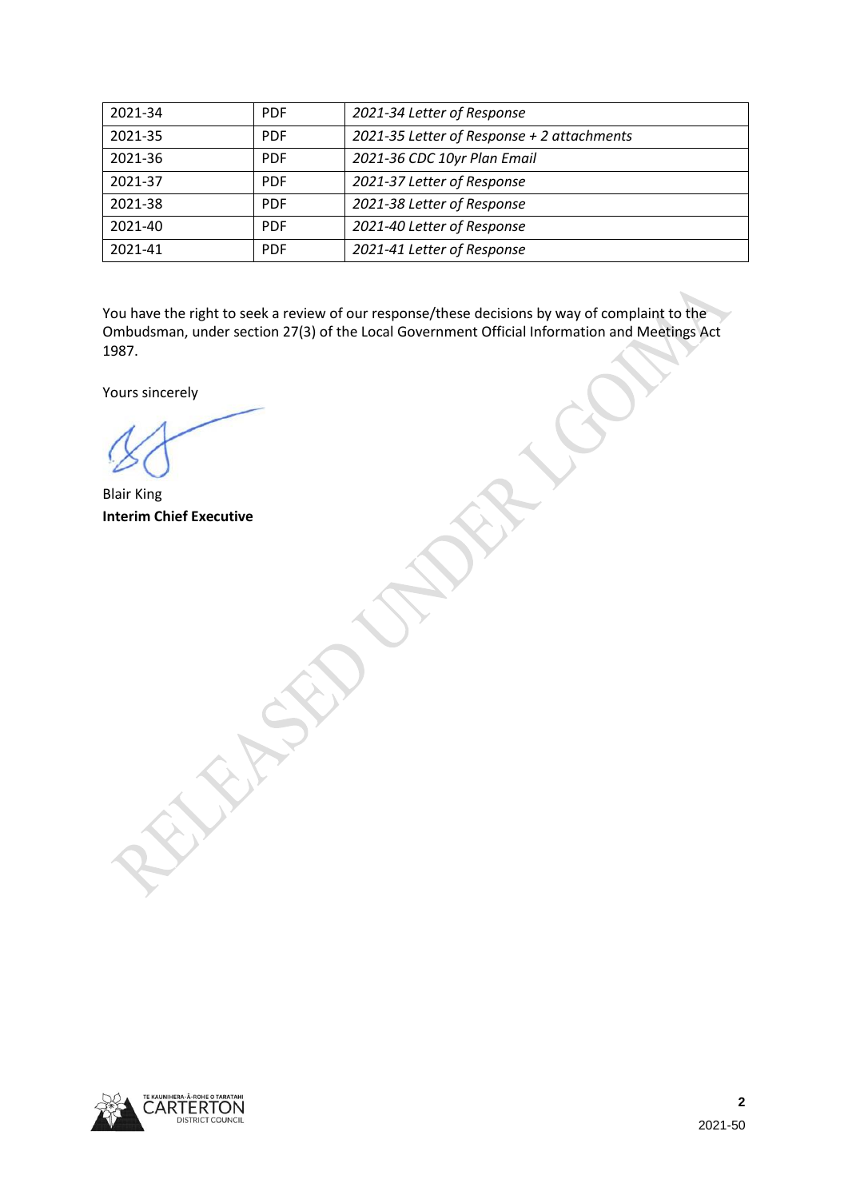| | | |
|---|---|---|
| 2021-34 | PDF | *2021-34 Letter of Response* |
| 2021-35 | PDF | *2021-35 Letter of Response + 2 attachments* |
| 2021-36 | PDF | *2021-36 CDC 10yr Plan Email* |
| 2021-37 | PDF | *2021-37 Letter of Response* |
| 2021-38 | PDF | *2021-38 Letter of Response* |
| 2021-40 | PDF | *2021-40 Letter of Response* |
| 2021-41 | PDF | *2021-41 Letter of Response* |

You have the right to seek a review of our response/these decisions by way of complaint to the Ombudsman, under section 27(3) of the Local Government Official Information and Meetings Act 1987.

Yours sincerely

Blair King
**Interim Chief Executive**